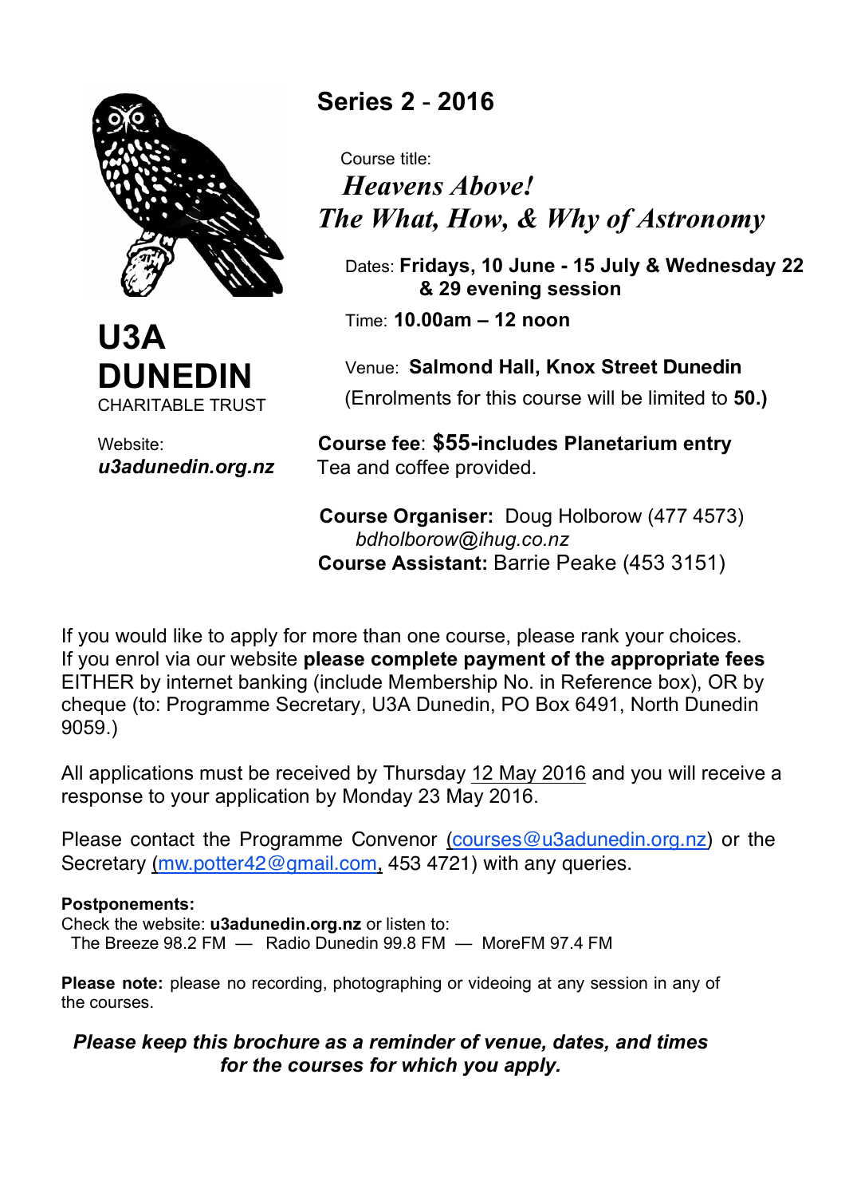# U3A DUNEDIN

CHARITABLE TRUST

Website:
***u3adunedin.org.nz***

## Series 2 - 2016

Course title:

***Heavens Above!***
***The What, How, & Why of Astronomy***

Dates: **Fridays, 10 June - 15 July & Wednesday 22 & 29 evening session**

Time: **10.00am – 12 noon**

Venue: **Salmond Hall, Knox Street Dunedin**

(Enrolments for this course will be limited to **50.)**

**Course fee**: **$55-includes Planetarium entry**
Tea and coffee provided.

**Course Organiser:** Doug Holborow (477 4573)
*bdholborow@ihug.co.nz*
**Course Assistant:** Barrie Peake (453 3151)

If you would like to apply for more than one course, please rank your choices. If you enrol via our website **please complete payment of the appropriate fees** EITHER by internet banking (include Membership No. in Reference box), OR by cheque (to: Programme Secretary, U3A Dunedin, PO Box 6491, North Dunedin 9059.)

All applications must be received by Thursday 12 May 2016 and you will receive a response to your application by Monday 23 May 2016.

Please contact the Programme Convenor (courses@u3adunedin.org.nz) or the Secretary (mw.potter42@gmail.com, 453 4721) with any queries.

**Postponements:**
Check the website: **u3adunedin.org.nz** or listen to:
The Breeze 98.2 FM — Radio Dunedin 99.8 FM — MoreFM 97.4 FM

**Please note:** please no recording, photographing or videoing at any session in any of the courses.

***Please keep this brochure as a reminder of venue, dates, and times for the courses for which you apply.***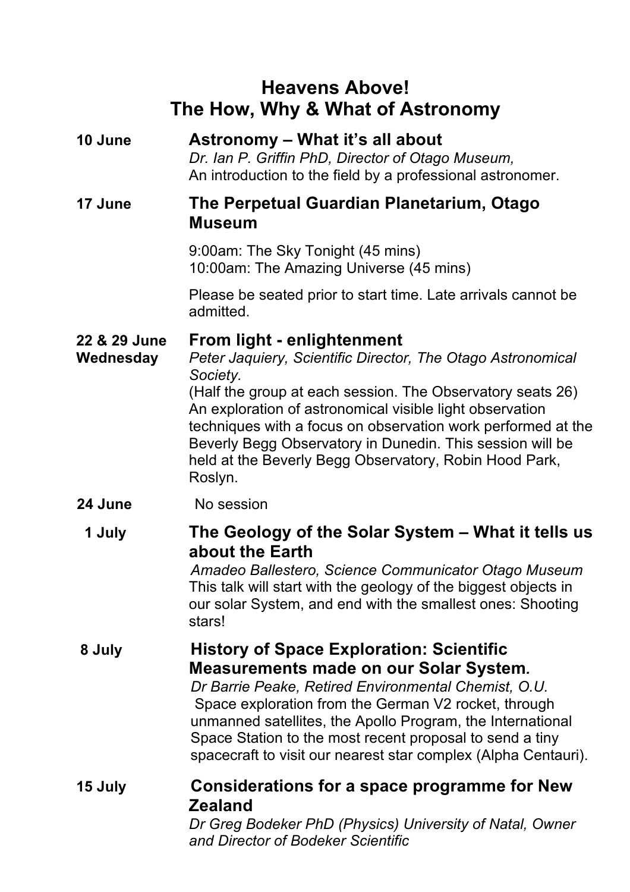# Heavens Above!
# The How, Why & What of Astronomy

**10 June** — **Astronomy – What it's all about**
*Dr. Ian P. Griffin PhD, Director of Otago Museum,*
An introduction to the field by a professional astronomer.

**17 June** — **The Perpetual Guardian Planetarium, Otago Museum**

9:00am: The Sky Tonight (45 mins)
10:00am: The Amazing Universe (45 mins)

Please be seated prior to start time. Late arrivals cannot be admitted.

**22 & 29 June Wednesday** — **From light - enlightenment**
*Peter Jaquiery, Scientific Director, The Otago Astronomical Society.*
(Half the group at each session. The Observatory seats 26)
An exploration of astronomical visible light observation techniques with a focus on observation work performed at the Beverly Begg Observatory in Dunedin. This session will be held at the Beverly Begg Observatory, Robin Hood Park, Roslyn.

**24 June** — No session

**1 July** — **The Geology of the Solar System – What it tells us about the Earth**
*Amadeo Ballestero, Science Communicator Otago Museum*
This talk will start with the geology of the biggest objects in our solar System, and end with the smallest ones: Shooting stars!

**8 July** — **History of Space Exploration: Scientific Measurements made on our Solar System.**
*Dr Barrie Peake, Retired Environmental Chemist, O.U.*
Space exploration from the German V2 rocket, through unmanned satellites, the Apollo Program, the International Space Station to the most recent proposal to send a tiny spacecraft to visit our nearest star complex (Alpha Centauri).

**15 July** — **Considerations for a space programme for New Zealand**
*Dr Greg Bodeker PhD (Physics) University of Natal, Owner and Director of Bodeker Scientific*